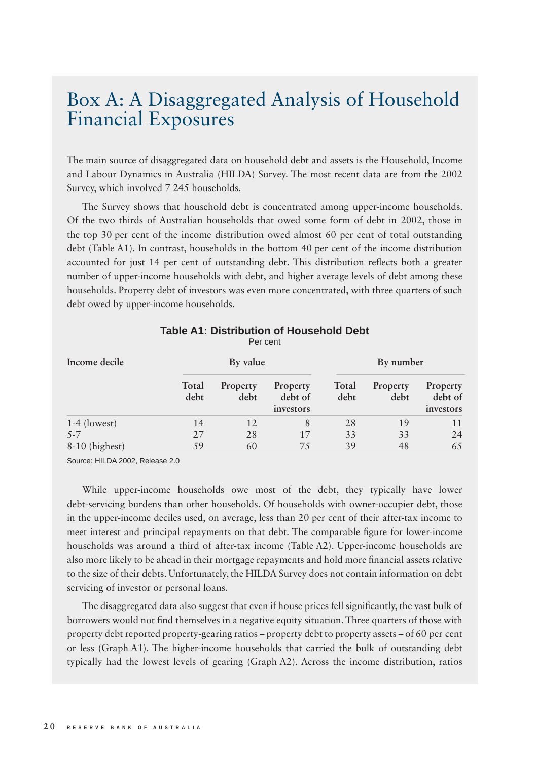# Box A: A Disaggregated Analysis of Household Financial Exposures

The main source of disaggregated data on household debt and assets is the Household, Income and Labour Dynamics in Australia (HILDA) Survey. The most recent data are from the 2002 Survey, which involved 7 245 households.

The Survey shows that household debt is concentrated among upper-income households. Of the two thirds of Australian households that owed some form of debt in 2002, those in the top 30 per cent of the income distribution owed almost 60 per cent of total outstanding debt (Table A1). In contrast, households in the bottom 40 per cent of the income distribution accounted for just 14 per cent of outstanding debt. This distribution reflects both a greater number of upper-income households with debt, and higher average levels of debt among these households. Property debt of investors was even more concentrated, with three quarters of such debt owed by upper-income households.

**Table A1: Distribution of Household Debt**
Per cent

| Income decile | By value | | | By number | | |
|---|---|---|---|---|---|---|
| | Total debt | Property debt | Property debt of investors | Total debt | Property debt | Property debt of investors |
| 1-4 (lowest) | 14 | 12 | 8 | 28 | 19 | 11 |
| 5-7 | 27 | 28 | 17 | 33 | 33 | 24 |
| 8-10 (highest) | 59 | 60 | 75 | 39 | 48 | 65 |

Source: HILDA 2002, Release 2.0

While upper-income households owe most of the debt, they typically have lower debt-servicing burdens than other households. Of households with owner-occupier debt, those in the upper-income deciles used, on average, less than 20 per cent of their after-tax income to meet interest and principal repayments on that debt. The comparable figure for lower-income households was around a third of after-tax income (Table A2). Upper-income households are also more likely to be ahead in their mortgage repayments and hold more financial assets relative to the size of their debts. Unfortunately, the HILDA Survey does not contain information on debt servicing of investor or personal loans.

The disaggregated data also suggest that even if house prices fell significantly, the vast bulk of borrowers would not find themselves in a negative equity situation. Three quarters of those with property debt reported property-gearing ratios – property debt to property assets – of 60 per cent or less (Graph A1). The higher-income households that carried the bulk of outstanding debt typically had the lowest levels of gearing (Graph A2). Across the income distribution, ratios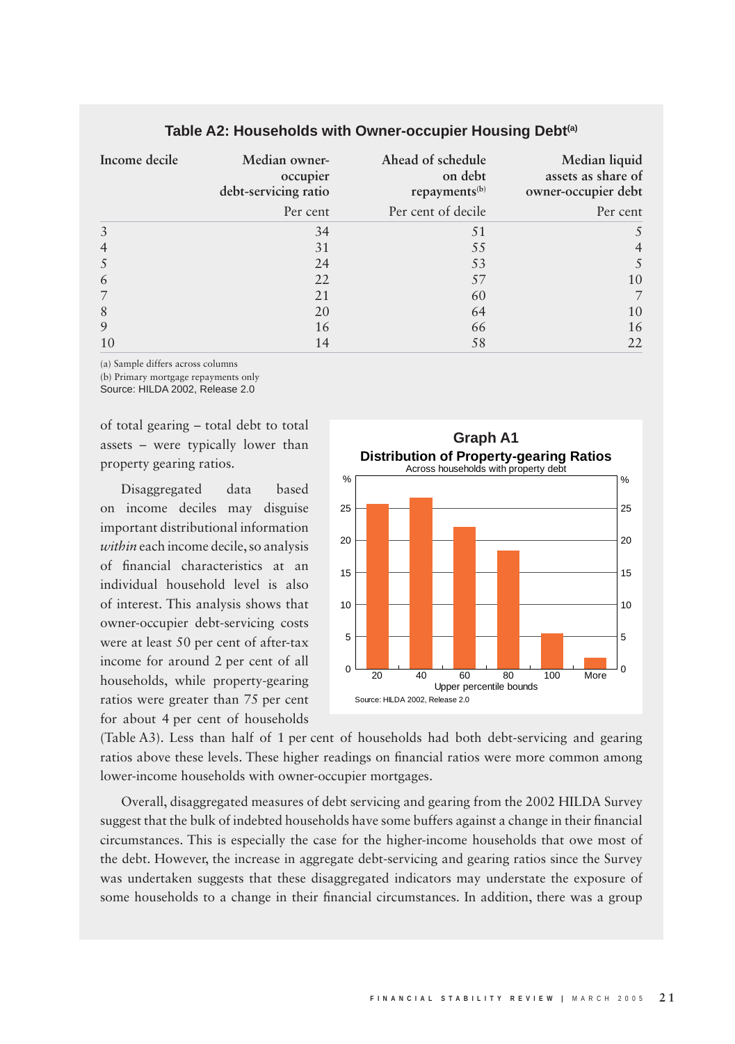### Table A2: Households with Owner-occupier Housing Debt[(a)]

| Income decile | Median owner-occupier debt-servicing ratio | Ahead of schedule on debt repayments[(b)] | Median liquid assets as share of owner-occupier debt |
|---|---|---|---|
| | Per cent | Per cent of decile | Per cent |
| 3 | 34 | 51 | 5 |
| 4 | 31 | 55 | 4 |
| 5 | 24 | 53 | 5 |
| 6 | 22 | 57 | 10 |
| 7 | 21 | 60 | 7 |
| 8 | 20 | 64 | 10 |
| 9 | 16 | 66 | 16 |
| 10 | 14 | 58 | 22 |

(a) Sample differs across columns
(b) Primary mortgage repayments only
Source: HILDA 2002, Release 2.0

of total gearing – total debt to total assets – were typically lower than property gearing ratios.

Disaggregated data based on income deciles may disguise important distributional information *within* each income decile, so analysis of financial characteristics at an individual household level is also of interest. This analysis shows that owner-occupier debt-servicing costs were at least 50 per cent of after-tax income for around 2 per cent of all households, while property-gearing ratios were greater than 75 per cent for about 4 per cent of households (Table A3). Less than half of 1 per cent of households had both debt-servicing and gearing ratios above these levels. These higher readings on financial ratios were more common among lower-income households with owner-occupier mortgages.

**Graph A1**

**Distribution of Property-gearing Ratios**

Across households with property debt

Source: HILDA 2002, Release 2.0

Overall, disaggregated measures of debt servicing and gearing from the 2002 HILDA Survey suggest that the bulk of indebted households have some buffers against a change in their financial circumstances. This is especially the case for the higher-income households that owe most of the debt. However, the increase in aggregate debt-servicing and gearing ratios since the Survey was undertaken suggests that these disaggregated indicators may understate the exposure of some households to a change in their financial circumstances. In addition, there was a group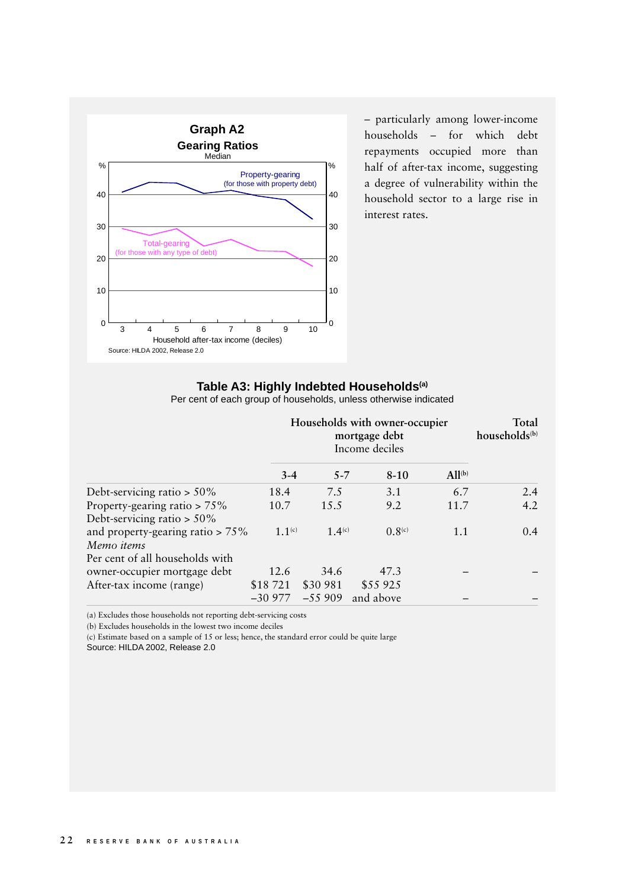**Graph A2**
**Gearing Ratios**
Median

%
40
30
20
10
0

Property-gearing
(for those with property debt)

Total-gearing
(for those with any type of debt)

3 4 5 6 7 8 9 10
Household after-tax income (deciles)

Source: HILDA 2002, Release 2.0

– particularly among lower-income households – for which debt repayments occupied more than half of after-tax income, suggesting a degree of vulnerability within the household sector to a large rise in interest rates.

**Table A3: Highly Indebted Households[(a)]**
Per cent of each group of households, unless otherwise indicated

| | Households with owner-occupier mortgage debt Income deciles | | | | Total households[(b)] |
|---|---|---|---|---|---|
| | 3-4 | 5-7 | 8-10 | All[(b)] | |
| Debt-servicing ratio > 50% | 18.4 | 7.5 | 3.1 | 6.7 | 2.4 |
| Property-gearing ratio > 75% | 10.7 | 15.5 | 9.2 | 11.7 | 4.2 |
| Debt-servicing ratio > 50% and property-gearing ratio > 75% | 1.1[(c)] | 1.4[(c)] | 0.8[(c)] | 1.1 | 0.4 |
| *Memo items* | | | | | |
| Per cent of all households with owner-occupier mortgage debt | 12.6 | 34.6 | 47.3 | – | – |
| After-tax income (range) | $18 721 –30 977 | $30 981 –55 909 | $55 925 and above | – | – |

(a) Excludes those households not reporting debt-servicing costs
(b) Excludes households in the lowest two income deciles
(c) Estimate based on a sample of 15 or less; hence, the standard error could be quite large
Source: HILDA 2002, Release 2.0